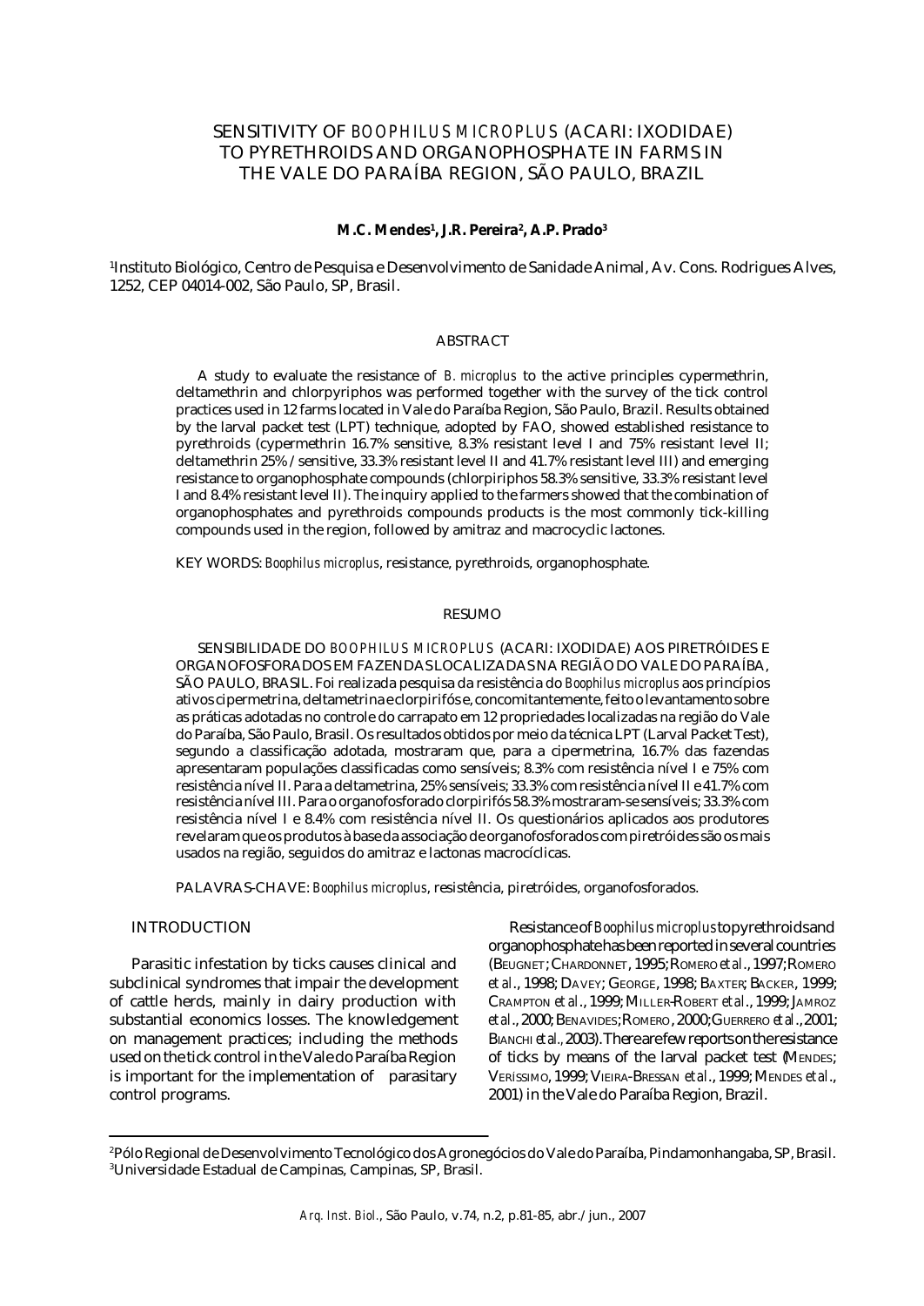// SENSITIVITY OF *BOOPHILUS MICROPLUS* (ACARI: IXODIDAE) TO PYRETHROIDS AND ORGANOPHOSPHATE IN FARMS IN THE VALE DO PARAÍBA REGION, SÃO PAULO, BRAZIL

**M.C. Mendes[1], J.R. Pereira[2], A.P. Prado[3]**

[1]Instituto Biológico, Centro de Pesquisa e Desenvolvimento de Sanidade Animal, Av. Cons. Rodrigues Alves, 1252, CEP 04014-002, São Paulo, SP, Brasil.

## ABSTRACT

A study to evaluate the resistance of *B. microplus* to the active principles cypermethrin, deltamethrin and chlorpyriphos was performed together with the survey of the tick control practices used in 12 farms located in Vale do Paraíba Region, São Paulo, Brazil. Results obtained by the larval packet test (LPT) technique, adopted by FAO, showed established resistance to pyrethroids (cypermethrin 16.7% sensitive, 8.3% resistant level I and 75% resistant level II; deltamethrin 25% / sensitive, 33.3% resistant level II and 41.7% resistant level III) and emerging resistance to organophosphate compounds (chlorpiriphos 58.3% sensitive, 33.3% resistant level I and 8.4% resistant level II). The inquiry applied to the farmers showed that the combination of organophosphates and pyrethroids compounds products is the most commonly tick-killing compounds used in the region, followed by amitraz and macrocyclic lactones.

KEY WORDS: *Boophilus microplus*, resistance, pyrethroids, organophosphate.

## RESUMO

SENSIBILIDADE DO *BOOPHILUS MICROPLUS* (ACARI: IXODIDAE) AOS PIRETRÓIDES E ORGANOFOSFORADOS EM FAZENDAS LOCALIZADAS NA REGIÃO DO VALE DO PARAÍBA, SÃO PAULO, BRASIL. Foi realizada pesquisa da resistência do *Boophilus microplus* aos princípios ativos cipermetrina, deltametrina e clorpirifós e, concomitantemente, feito o levantamento sobre as práticas adotadas no controle do carrapato em 12 propriedades localizadas na região do Vale do Paraíba, São Paulo, Brasil. Os resultados obtidos por meio da técnica LPT (Larval Packet Test), segundo a classificação adotada, mostraram que, para a cipermetrina, 16.7% das fazendas apresentaram populações classificadas como sensíveis; 8.3% com resistência nível I e 75% com resistência nível II. Para a deltametrina, 25% sensíveis; 33.3% com resistência nível II e 41.7% com resistência nível III. Para o organofosforado clorpirifós 58.3% mostraram-se sensíveis; 33.3% com resistência nível I e 8.4% com resistência nível II. Os questionários aplicados aos produtores revelaram que os produtos à base da associação de organofosforados com piretróides são os mais usados na região, seguidos do amitraz e lactonas macrocíclicas.

PALAVRAS-CHAVE: *Boophilus microplus*, resistência, piretróides, organofosforados.

## INTRODUCTION

Parasitic infestation by ticks causes clinical and subclinical syndromes that impair the development of cattle herds, mainly in dairy production with substantial economics losses. The knowledgement on management practices; including the methods used on the tick control in the Vale do Paraíba Region is important for the implementation of parasitary control programs.

Resistance of *Boophilus microplus* to pyrethroids and organophosphate has been reported in several countries (Beugnet; Chardonnet, 1995; Romero *et al*., 1997; Romero *et al*., 1998; Davey; George, 1998; Baxter; Backer, 1999; Crampton *et al*., 1999; Miller-Robert *et al*., 1999; Jamroz *et al*., 2000; Benavides; Romero, 2000; Guerrero *et al*., 2001; Bianchi *et al*., 2003). There are few reports on the resistance of ticks by means of the larval packet test (Mendes; Veríssimo, 1999; Vieira-Bressan *et al*., 1999; Mendes *et al*., 2001) in the Vale do Paraíba Region, Brazil.

[2]Pólo Regional de Desenvolvimento Tecnológico dos Agronegócios do Vale do Paraíba, Pindamonhangaba, SP, Brasil.
[3]Universidade Estadual de Campinas, Campinas, SP, Brasil.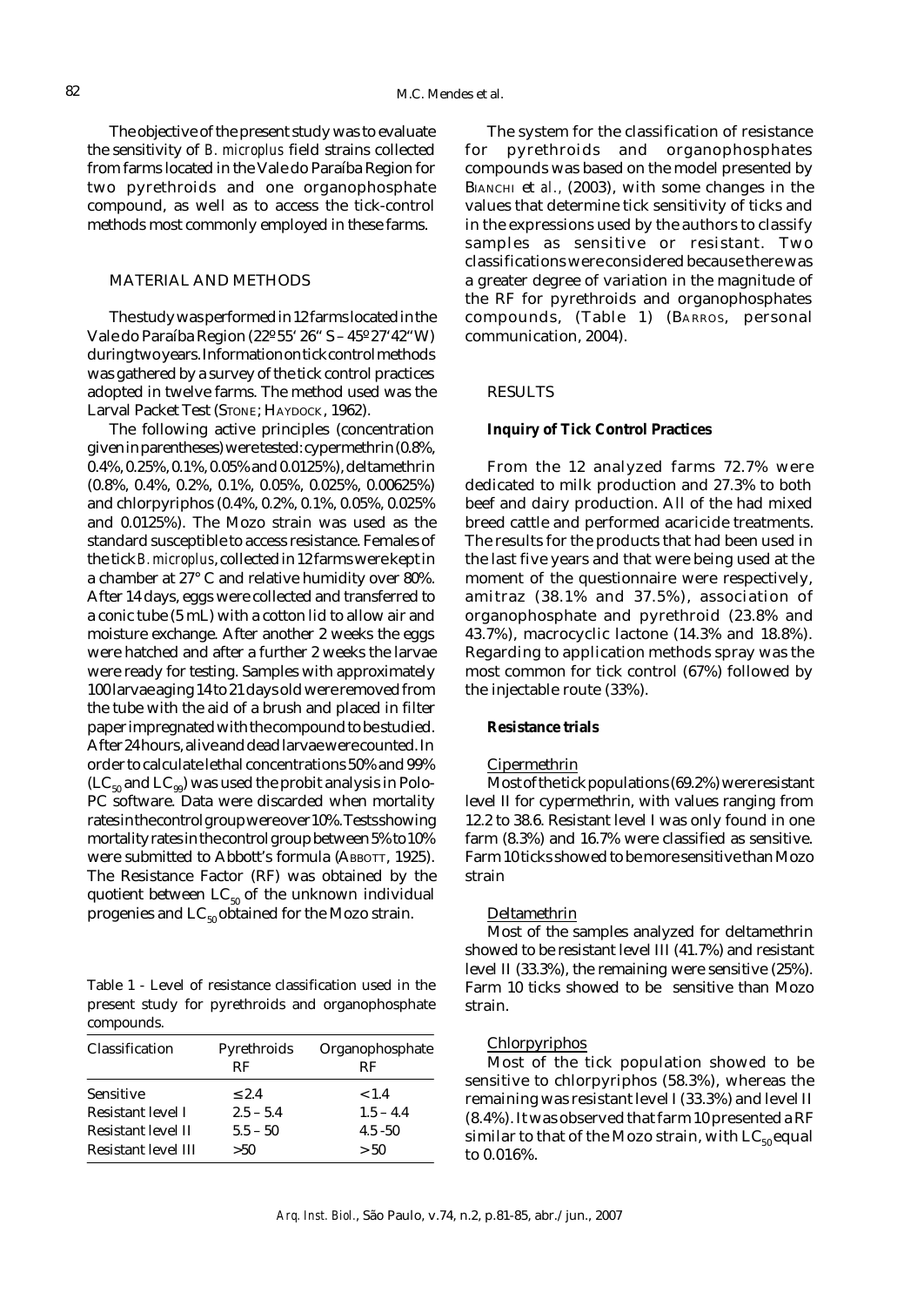The objective of the present study was to evaluate the sensitivity of *B. microplus* field strains collected from farms located in the Vale do Paraíba Region for two pyrethroids and one organophosphate compound, as well as to access the tick-control methods most commonly employed in these farms.

## MATERIAL AND METHODS

The study was performed in 12 farms located in the Vale do Paraíba Region (22º55' 26" S – 45º27'42"W) during two years. Information on tick control methods was gathered by a survey of the tick control practices adopted in twelve farms. The method used was the Larval Packet Test (Stone; Haydock, 1962).

The following active principles (concentration given in parentheses) were tested: cypermethrin (0.8%, 0.4%, 0.25%, 0.1%, 0.05% and 0.0125%), deltamethrin (0.8%, 0.4%, 0.2%, 0.1%, 0.05%, 0.025%, 0.00625%) and chlorpyriphos (0.4%, 0.2%, 0.1%, 0.05%, 0.025% and 0.0125%). The Mozo strain was used as the standard susceptible to access resistance. Females of the tick *B. microplus*, collected in 12 farms were kept in a chamber at 27° C and relative humidity over 80%. After 14 days, eggs were collected and transferred to a conic tube (5 mL) with a cotton lid to allow air and moisture exchange. After another 2 weeks the eggs were hatched and after a further 2 weeks the larvae were ready for testing. Samples with approximately 100 larvae aging 14 to 21 days old were removed from the tube with the aid of a brush and placed in filter paper impregnated with the compound to be studied. After 24 hours, alive and dead larvae were counted. In order to calculate lethal concentrations 50% and 99% ($LC_{50}$ and $LC_{99}$) was used the probit analysis in Polo-PC software. Data were discarded when mortality rates in the control group were over 10%. Tests showing mortality rates in the control group between 5% to 10% were submitted to Abbott's formula (Abbott, 1925). The Resistance Factor (RF) was obtained by the quotient between $LC_{50}$ of the unknown individual progenies and $LC_{50}$ obtained for the Mozo strain.

Table 1 - Level of resistance classification used in the present study for pyrethroids and organophosphate compounds.

| Classification | Pyrethroids RF | Organophosphate RF |
|---|---|---|
| Sensitive | ≤ 2.4 | < 1.4 |
| Resistant level I | 2.5 – 5.4 | 1.5 – 4.4 |
| Resistant level II | 5.5 – 50 | 4.5 -50 |
| Resistant level III | >50 | > 50 |

The system for the classification of resistance for pyrethroids and organophosphates compounds was based on the model presented by Bianchi *et al.*, (2003), with some changes in the values that determine tick sensitivity of ticks and in the expressions used by the authors to classify samples as sensitive or resistant. Two classifications were considered because there was a greater degree of variation in the magnitude of the RF for pyrethroids and organophosphates compounds, (Table 1) (Barros, personal communication, 2004).

## RESULTS

### Inquiry of Tick Control Practices

From the 12 analyzed farms 72.7% were dedicated to milk production and 27.3% to both beef and dairy production. All of the had mixed breed cattle and performed acaricide treatments. The results for the products that had been used in the last five years and that were being used at the moment of the questionnaire were respectively, amitraz (38.1% and 37.5%), association of organophosphate and pyrethroid (23.8% and 43.7%), macrocyclic lactone (14.3% and 18.8%). Regarding to application methods spray was the most common for tick control (67%) followed by the injectable route (33%).

### Resistance trials

Cipermethrin

Most of the tick populations (69.2%) were resistant level II for cypermethrin, with values ranging from 12.2 to 38.6. Resistant level I was only found in one farm (8.3%) and 16.7% were classified as sensitive. Farm 10 ticks showed to be more sensitive than Mozo strain

Deltamethrin

Most of the samples analyzed for deltamethrin showed to be resistant level III (41.7%) and resistant level II (33.3%), the remaining were sensitive (25%). Farm 10 ticks showed to be sensitive than Mozo strain.

Chlorpyriphos

Most of the tick population showed to be sensitive to chlorpyriphos (58.3%), whereas the remaining was resistant level I (33.3%) and level II (8.4%). It was observed that farm 10 presented a RF similar to that of the Mozo strain, with $LC_{50}$ equal to 0.016%.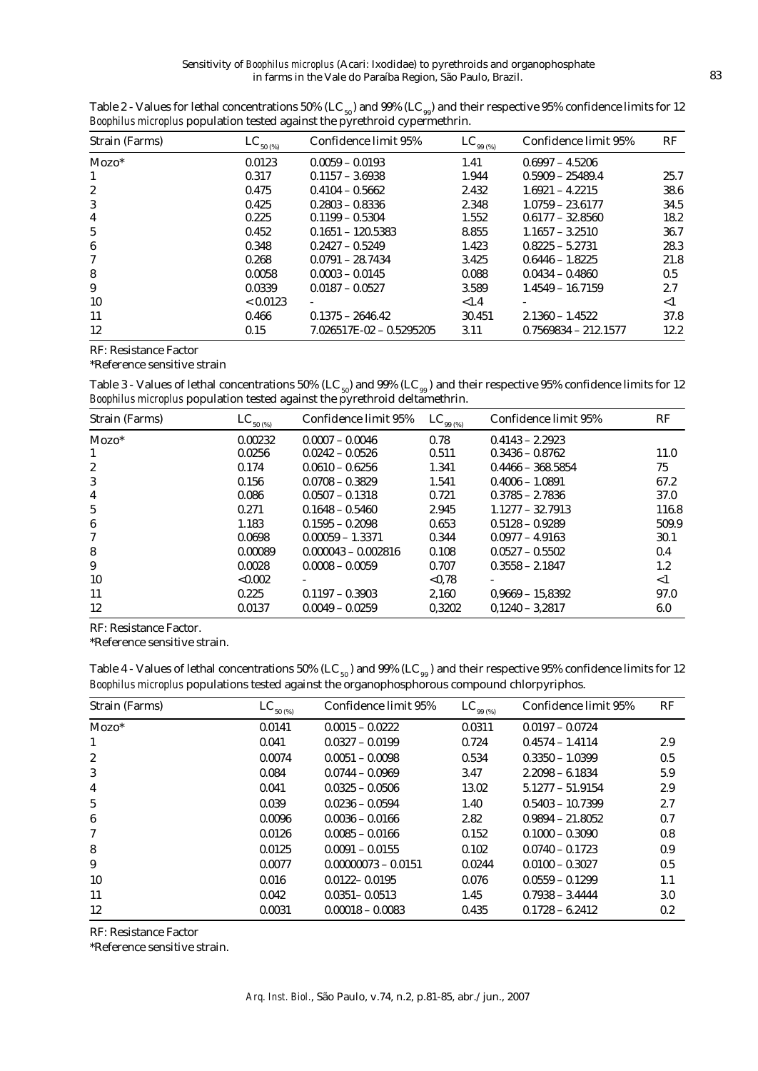Table 2 - Values for lethal concentrations 50% ($LC_{50}$) and 99% ($LC_{99}$) and their respective 95% confidence limits for 12 *Boophilus microplus* population tested against the pyrethroid cypermethrin.

| Strain (Farms) | $LC_{50\,(\%)}$ | Confidence limit 95% | $LC_{99\,(\%)}$ | Confidence limit 95% | RF |
|---|---|---|---|---|---|
| Mozo* | 0.0123 | 0.0059 – 0.0193 | 1.41 | 0.6997 – 4.5206 | |
| 1 | 0.317 | 0.1157 – 3.6938 | 1.944 | 0.5909 – 25489.4 | 25.7 |
| 2 | 0.475 | 0.4104 – 0.5662 | 2.432 | 1.6921 – 4.2215 | 38.6 |
| 3 | 0.425 | 0.2803 – 0.8336 | 2.348 | 1.0759 – 23.6177 | 34.5 |
| 4 | 0.225 | 0.1199 – 0.5304 | 1.552 | 0.6177 – 32.8560 | 18.2 |
| 5 | 0.452 | 0.1651 – 120.5383 | 8.855 | 1.1657 – 3.2510 | 36.7 |
| 6 | 0.348 | 0.2427 – 0.5249 | 1.423 | 0.8225 – 5.2731 | 28.3 |
| 7 | 0.268 | 0.0791 – 28.7434 | 3.425 | 0.6446 – 1.8225 | 21.8 |
| 8 | 0.0058 | 0.0003 – 0.0145 | 0.088 | 0.0434 – 0.4860 | 0.5 |
| 9 | 0.0339 | 0.0187 – 0.0527 | 3.589 | 1.4549 – 16.7159 | 2.7 |
| 10 | < 0.0123 | - | <1.4 | - | <1 |
| 11 | 0.466 | 0.1375 – 2646.42 | 30.451 | 2.1360 – 1.4522 | 37.8 |
| 12 | 0.15 | 7.026517E-02 – 0.5295205 | 3.11 | 0.7569834 – 212.1577 | 12.2 |

RF: Resistance Factor
*Reference sensitive strain

Table 3 - Values of lethal concentrations 50% ($LC_{50}$) and 99% ($LC_{99}$) and their respective 95% confidence limits for 12 *Boophilus microplus* population tested against the pyrethroid deltamethrin.

| Strain (Farms) | $LC_{50\,(\%)}$ | Confidence limit 95% | $LC_{99\,(\%)}$ | Confidence limit 95% | RF |
|---|---|---|---|---|---|
| Mozo* | 0.00232 | 0.0007 – 0.0046 | 0.78 | 0.4143 – 2.2923 | |
| 1 | 0.0256 | 0.0242 – 0.0526 | 0.511 | 0.3436 – 0.8762 | 11.0 |
| 2 | 0.174 | 0.0610 – 0.6256 | 1.341 | 0.4466 – 368.5854 | 75 |
| 3 | 0.156 | 0.0708 – 0.3829 | 1.541 | 0.4006 – 1.0891 | 67.2 |
| 4 | 0.086 | 0.0507 – 0.1318 | 0.721 | 0.3785 – 2.7836 | 37.0 |
| 5 | 0.271 | 0.1648 – 0.5460 | 2.945 | 1.1277 – 32.7913 | 116.8 |
| 6 | 1.183 | 0.1595 – 0.2098 | 0.653 | 0.5128 – 0.9289 | 509.9 |
| 7 | 0.0698 | 0.00059 – 1.3371 | 0.344 | 0.0977 – 4.9163 | 30.1 |
| 8 | 0.00089 | 0.000043 – 0.002816 | 0.108 | 0.0527 – 0.5502 | 0.4 |
| 9 | 0.0028 | 0.0008 – 0.0059 | 0.707 | 0.3558 – 2.1847 | 1.2 |
| 10 | <0.002 | - | <0,78 | - | <1 |
| 11 | 0.225 | 0.1197 – 0.3903 | 2,160 | 0,9669 – 15,8392 | 97.0 |
| 12 | 0.0137 | 0.0049 – 0.0259 | 0,3202 | 0,1240 – 3,2817 | 6.0 |

RF: Resistance Factor.
*Reference sensitive strain.

Table 4 - Values of lethal concentrations 50% ($LC_{50}$) and 99% ($LC_{99}$) and their respective 95% confidence limits for 12 *Boophilus microplus* populations tested against the organophosphorous compound chlorpyriphos.

| Strain (Farms) | $LC_{50\,(\%)}$ | Confidence limit 95% | $LC_{99\,(\%)}$ | Confidence limit 95% | RF |
|---|---|---|---|---|---|
| Mozo* | 0.0141 | 0.0015 – 0.0222 | 0.0311 | 0.0197 – 0.0724 | |
| 1 | 0.041 | 0.0327 – 0.0199 | 0.724 | 0.4574 – 1.4114 | 2.9 |
| 2 | 0.0074 | 0.0051 – 0.0098 | 0.534 | 0.3350 – 1.0399 | 0.5 |
| 3 | 0.084 | 0.0744 – 0.0969 | 3.47 | 2.2098 – 6.1834 | 5.9 |
| 4 | 0.041 | 0.0325 – 0.0506 | 13.02 | 5.1277 – 51.9154 | 2.9 |
| 5 | 0.039 | 0.0236 – 0.0594 | 1.40 | 0.5403 – 10.7399 | 2.7 |
| 6 | 0.0096 | 0.0036 – 0.0166 | 2.82 | 0.9894 – 21.8052 | 0.7 |
| 7 | 0.0126 | 0.0085 – 0.0166 | 0.152 | 0.1000 – 0.3090 | 0.8 |
| 8 | 0.0125 | 0.0091 – 0.0155 | 0.102 | 0.0740 – 0.1723 | 0.9 |
| 9 | 0.0077 | 0.00000073 – 0.0151 | 0.0244 | 0.0100 – 0.3027 | 0.5 |
| 10 | 0.016 | 0.0122– 0.0195 | 0.076 | 0.0559 – 0.1299 | 1.1 |
| 11 | 0.042 | 0.0351– 0.0513 | 1.45 | 0.7938 – 3.4444 | 3.0 |
| 12 | 0.0031 | 0.00018 – 0.0083 | 0.435 | 0.1728 – 6.2412 | 0.2 |

RF: Resistance Factor
*Reference sensitive strain.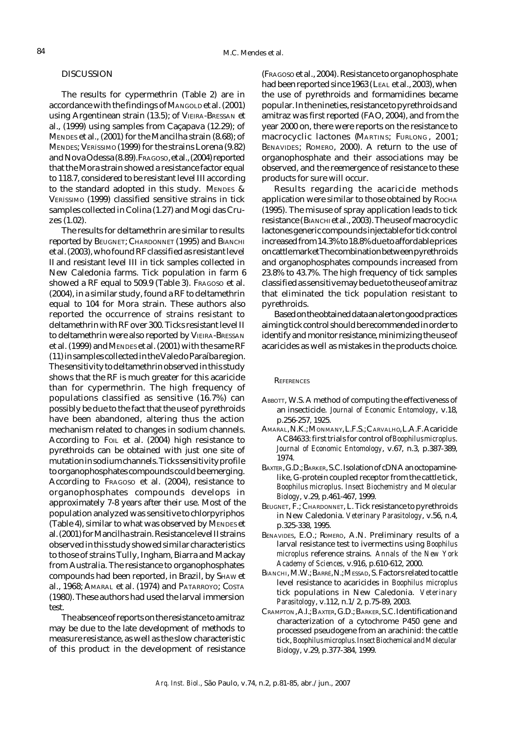## DISCUSSION

The results for cypermethrin (Table 2) are in accordance with the findings of MANGOLD et al. (2001) using Argentinean strain (13.5); of VIEIRA-BRESSAN et al., (1999) using samples from Caçapava (12.29); of MENDES et al., (2001) for the Mancilha strain (8.68); of MENDES; VERÍSSIMO (1999) for the strains Lorena (9.82) and Nova Odessa (8.89). FRAGOSO, et al., (2004) reported that the Mora strain showed a resistance factor equal to 118.7, considered to be resistant level III according to the standard adopted in this study. MENDES & VERÍSSIMO (1999) classified sensitive strains in tick samples collected in Colina (1.27) and Mogi das Cruzes (1.02).

The results for deltamethrin are similar to results reported by BEUGNET; CHARDONNET (1995) and BIANCHI et al. (2003), who found RF classified as resistant level II and resistant level III in tick samples collected in New Caledonia farms. Tick population in farm 6 showed a RF equal to 509.9 (Table 3). FRAGOSO et al. (2004), in a similar study, found a RF to deltamethrin equal to 104 for Mora strain. These authors also reported the occurrence of strains resistant to deltamethrin with RF over 300. Ticks resistant level II to deltamethrin were also reported by VIEIRA-BRESSAN et al. (1999) and MENDES et al. (2001) with the same RF (11) in samples collected in the Vale do Paraíba region. The sensitivity to deltamethrin observed in this study shows that the RF is much greater for this acaricide than for cypermethrin. The high frequency of populations classified as sensitive (16.7%) can possibly be due to the fact that the use of pyrethroids have been abandoned, altering thus the action mechanism related to changes in sodium channels. According to FOIL et al. (2004) high resistance to pyrethroids can be obtained with just one site of mutation in sodium channels. Ticks sensitivity profile to organophosphates compounds could be emerging. According to FRAGOSO et al. (2004), resistance to organophosphates compounds develops in approximately 7-8 years after their use. Most of the population analyzed was sensitive to chlorpyriphos (Table 4), similar to what was observed by MENDES et al. (2001) for Mancilha strain. Resistance level II strains observed in this study showed similar characteristics to those of strains Tully, Ingham, Biarra and Mackay from Australia. The resistance to organophosphates compounds had been reported, in Brazil, by SHAW et al., 1968; AMARAL et al. (1974) and PATARROYO; COSTA (1980). These authors had used the larval immersion test.

The absence of reports on the resistance to amitraz may be due to the late development of methods to measure resistance, as well as the slow characteristic of this product in the development of resistance (FRAGOSO et al., 2004). Resistance to organophosphate had been reported since 1963 (LEAL et al., 2003), when the use of pyrethroids and formamidines became popular. In the nineties, resistance to pyrethroids and amitraz was first reported (FAO, 2004), and from the year 2000 on, there were reports on the resistance to macrocyclic lactones (MARTINS; FURLONG, 2001; BENAVIDES; ROMERO, 2000). A return to the use of organophosphate and their associations may be observed, and the reemergence of resistance to these products for sure will occur.

Results regarding the acaricide methods application were similar to those obtained by ROCHA (1995). The misuse of spray application leads to tick resistance (BIANCHI et al., 2003). The use of macrocyclic lactones generic compounds injectable for tick control increased from 14.3% to 18.8% due to affordable prices on cattle market The combination between pyrethroids and organophosphates compounds increased from 23.8% to 43.7%. The high frequency of tick samples classified as sensitive may be due to the use of amitraz that eliminated the tick population resistant to pyrethroids.

Based on the obtained data an alert on good practices aiming tick control should be recommended in order to identify and monitor resistance, minimizing the use of acaricides as well as mistakes in the products choice.

## REFERENCES

ABBOTT, W.S. A method of computing the effectiveness of an insecticide. *Journal of Economic Entomology*, v.18, p.256-257, 1925.

AMARAL, N.K.; MONMANY, L.F.S.; CARVALHO, L.A.F. Acaricide AC84633: first trials for control of *Boophilus microplus*. *Journal of Economic Entomology*, v.67, n.3, p.387-389, 1974.

BAXTER, G.D.; BARKER, S.C. Isolation of cDNA an octopamine-like, G-protein coupled receptor from the cattle tick, *Boophilus microplus*. *Insect Biochemistry and Molecular Biology*, v.29, p.461-467, 1999.

BEUGNET, F.; CHARDONNET, L. Tick resistance to pyrethroids in New Caledonia. *Veterinary Parasitology*, v.56, n.4, p.325-338, 1995.

BENAVIDES, E.O.; ROMERO, A.N. Preliminary results of a larval resistance test to ivermectins using *Boophilus microplus* reference strains. *Annals of the New York Academy of Sciences*, v.916, p.610-612, 2000.

BIANCHI, M.W.; BARRÉ, N.; MESSAD, S. Factors related to cattle level resistance to acaricides in *Boophilus microplus* tick populations in New Caledonia. *Veterinary Parasitology*, v.112, n.1/2, p.75-89, 2003.

CRAMPTON, A.I.; BAXTER, G.D.; BARKER, S.C. Identification and characterization of a cytochrome P450 gene and processed pseudogene from an arachinid: the cattle tick, *Boophilus microplus*. *Insect Biochemical and Molecular Biology*, v.29, p.377-384, 1999.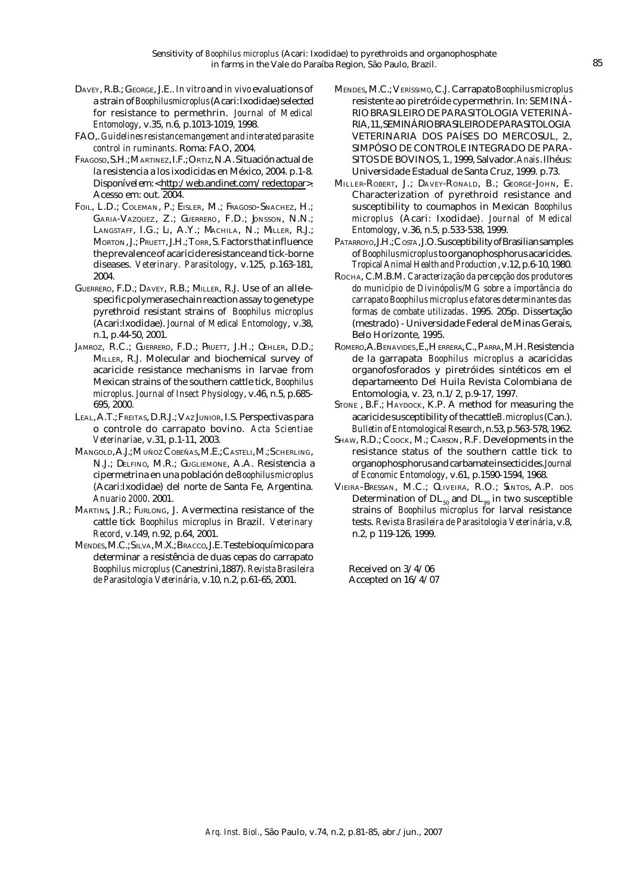DAVEY, R.B.; GEORGE, J.E.. *In vitro* and *in vivo* evaluations of a strain of *Boophilus microplus* (Acari: Ixodidae) selected for resistance to permethrin. *Journal of Medical Entomology*, v.35, n.6, p.1013-1019, 1998.

FAO,. *Guidelines resistance mangement and interated parasite control in ruminants*. Roma: FAO, 2004.

FRAGOSO, S.H.; MARTINEZ, I.F.; ORTIZ, N.A. Situación actual de la resistencia a los ixodicidas en México, 2004. p.1-8. Disponível em: <http://web.andinet.com/redectopar>. Acesso em: out. 2004.

FOIL, L.D.; COLEMAN, P.; EISLER, M.; FRAGOSO-SNACHEZ, H.; GARIA-VAZQUEZ, Z.; GUERRERO, F.D.; JONSSON, N.N.; LANGSTAFF, I.G.; LI, A.Y.; MACHILA, N.; MILLER, R.J.; MORTON, J.; PRUETT, J.H.; TORR, S. Factors that influence the prevalence of acaricide resistance and tick-borne diseases. *Veterinary. Parasitology*, v.125, p.163-181, 2004.

GUERRERO, F.D.; DAVEY, R.B.; MILLER, R.J. Use of an allele-specific polymerase chain reaction assay to genetype pyrethroid resistant strains of *Boophilus microplus* (Acari:Ixodidae). *Journal of Medical Entomology*, v.38, n.1, p.44-50, 2001.

JAMROZ, R.C.; GUERRERO, F.D.; PRUETT, J.H.; OEHLER, D.D.; MILLER, R.J. Molecular and biochemical survey of acaricide resistance mechanisms in larvae from Mexican strains of the southern cattle tick, *Boophilus microplus*. *Journal of Insect Physiology*, v.46, n.5, p.685-695, 2000.

LEAL, A.T.; FREITAS, D.R.J.; VAZ JUNIOR, I.S. Perspectivas para o controle do carrapato bovino. *Acta Scientiae Veterinariae*, v.31, p.1-11, 2003.

MANGOLD, A.J.; MUÑOZ COBEÑAS, M.E.; CASTELI, M.; SCHERLING, N.J.; DELFINO, M.R.; GUGLIEMONE, A.A. Resistencia a cipermetrina en una población de *Boophilus microplus* (Acari:Ixodidae) del norte de Santa Fe, Argentina. *Anuario 2000*. 2001.

MARTINS, J.R.; FURLONG, J. Avermectina resistance of the cattle tick *Boophilus microplus* in Brazil. *Veterinary Record*, v.149, n.92, p.64, 2001.

MENDES, M.C.; SILVA, M.X.; BRACCO, J.E. Teste bioquímico para determinar a resistência de duas cepas do carrapato *Boophilus microplus* (Canestrini,1887). *Revista Brasileira de Parasitologia Veterinária*, v.10, n.2, p.61-65, 2001.

MENDES, M.C.; VERÍSSIMO, C.J. Carrapato *Boophilus microplus* resistente ao piretróide cypermethrin. In: SEMINÁRIO BRASILEIRO DE PARASITOLOGIA VETERINÁRIA, 11., SEMINÁRIO BRASILEIRO DE PARASITOLOGIA VETERINARIA DOS PAÍSES DO MERCOSUL, 2., SIMPÓSIO DE CONTROLE INTEGRADO DE PARASITOS DE BOVINOS, 1., 1999, Salvador. *Anais*. Ilhéus: Universidade Estadual de Santa Cruz, 1999. p.73.

MILLER-ROBERT, J.; DAVEY-RONALD, B.; GEORGE-JOHN, E. Characterization of pyrethroid resistance and susceptibility to coumaphos in Mexican *Boophilus microplus* (Acari: Ixodidae). *Journal of Medical Entomology*, v.36, n.5, p.533-538, 1999.

PATARROYO, J.H.; COSTA, J.O. Susceptibility of Brasilian samples of *Boophilus microplus* to organophosphorus acaricides. *Tropical Animal Health and Production*, v.12, p.6-10, 1980.

ROCHA, C.M.B.M. *Caracterização da percepção dos produtores do município de Divinópolis/MG sobre a importância do carrapato Boophilus microplus e fatores determinantes das formas de combate utilizadas*. 1995. 205p. Dissertação (mestrado) - Universidade Federal de Minas Gerais, Belo Horizonte, 1995.

ROMERO, A. BENAVIDES, E., HERRERA, C., PARRA, M.H. Resistencia de la garrapata *Boophilus microplus* a acaricidas organofosforados y piretróides sintéticos em el departameento Del Huila Revista Colombiana de Entomologia, v. 23, n.1/2, p.9-17, 1997.

STONE , B.F.; HAYDOCK, K.P. A method for measuring the acaricide susceptibility of the cattle *B. microplus* (Can.). *Bulletin of Entomological Research*, n.53, p.563-578, 1962.

SHAW, R.D.; COOCK, M.; CARSON, R.F. Developments in the resistance status of the southern cattle tick to organophosphorus and carbamate insecticides. *Journal of Economic Entomology*, v.61, p.1590-1594, 1968.

VIEIRA-BRESSAN, M.C.; OLIVEIRA, R.O.; SANTOS, A.P. DOS Determination of $DL_{50}$ and $DL_{99}$ in two susceptible strains of *Boophilus microplus* for larval resistance tests. *Revista Brasileira de Parasitologia Veterinária*, v.8, n.2, p 119-126, 1999.

Received on 3/4/06
Accepted on 16/4/07